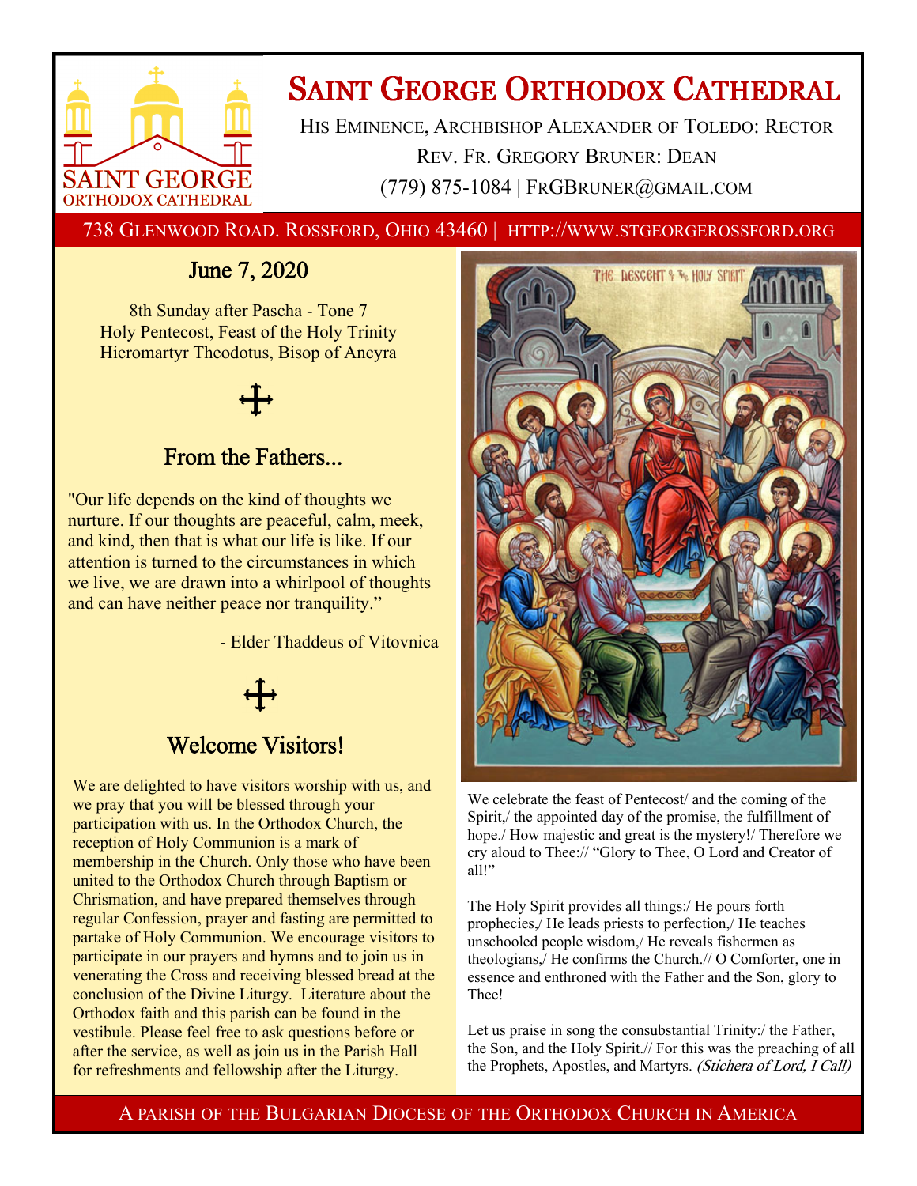# Saint George Orthodox Cathedral

His Eminence, Archbishop Alexander of Toledo: Rector

Rev. Fr. Gregory Bruner: Dean

(779) 875-1084 | FrGBruner@gmail.com

738 Glenwood Road. Rossford, Ohio 43460 | http://www.stgeorgerossford.org

## June 7, 2020

8th Sunday after Pascha - Tone 7
Holy Pentecost, Feast of the Holy Trinity
Hieromartyr Theodotus, Bisop of Ancyra

## From the Fathers...

"Our life depends on the kind of thoughts we nurture. If our thoughts are peaceful, calm, meek, and kind, then that is what our life is like. If our attention is turned to the circumstances in which we live, we are drawn into a whirlpool of thoughts and can have neither peace nor tranquility."

- Elder Thaddeus of Vitovnica

## Welcome Visitors!

We are delighted to have visitors worship with us, and we pray that you will be blessed through your participation with us. In the Orthodox Church, the reception of Holy Communion is a mark of membership in the Church. Only those who have been united to the Orthodox Church through Baptism or Chrismation, and have prepared themselves through regular Confession, prayer and fasting are permitted to partake of Holy Communion. We encourage visitors to participate in our prayers and hymns and to join us in venerating the Cross and receiving blessed bread at the conclusion of the Divine Liturgy. Literature about the Orthodox faith and this parish can be found in the vestibule. Please feel free to ask questions before or after the service, as well as join us in the Parish Hall for refreshments and fellowship after the Liturgy.

We celebrate the feast of Pentecost/ and the coming of the Spirit,/ the appointed day of the promise, the fulfillment of hope./ How majestic and great is the mystery!/ Therefore we cry aloud to Thee:// "Glory to Thee, O Lord and Creator of all!"

The Holy Spirit provides all things:/ He pours forth prophecies,/ He leads priests to perfection,/ He teaches unschooled people wisdom,/ He reveals fishermen as theologians,/ He confirms the Church.// O Comforter, one in essence and enthroned with the Father and the Son, glory to Thee!

Let us praise in song the consubstantial Trinity:/ the Father, the Son, and the Holy Spirit.// For this was the preaching of all the Prophets, Apostles, and Martyrs. *(Stichera of Lord, I Call)*

A parish of the Bulgarian Diocese of the Orthodox Church in America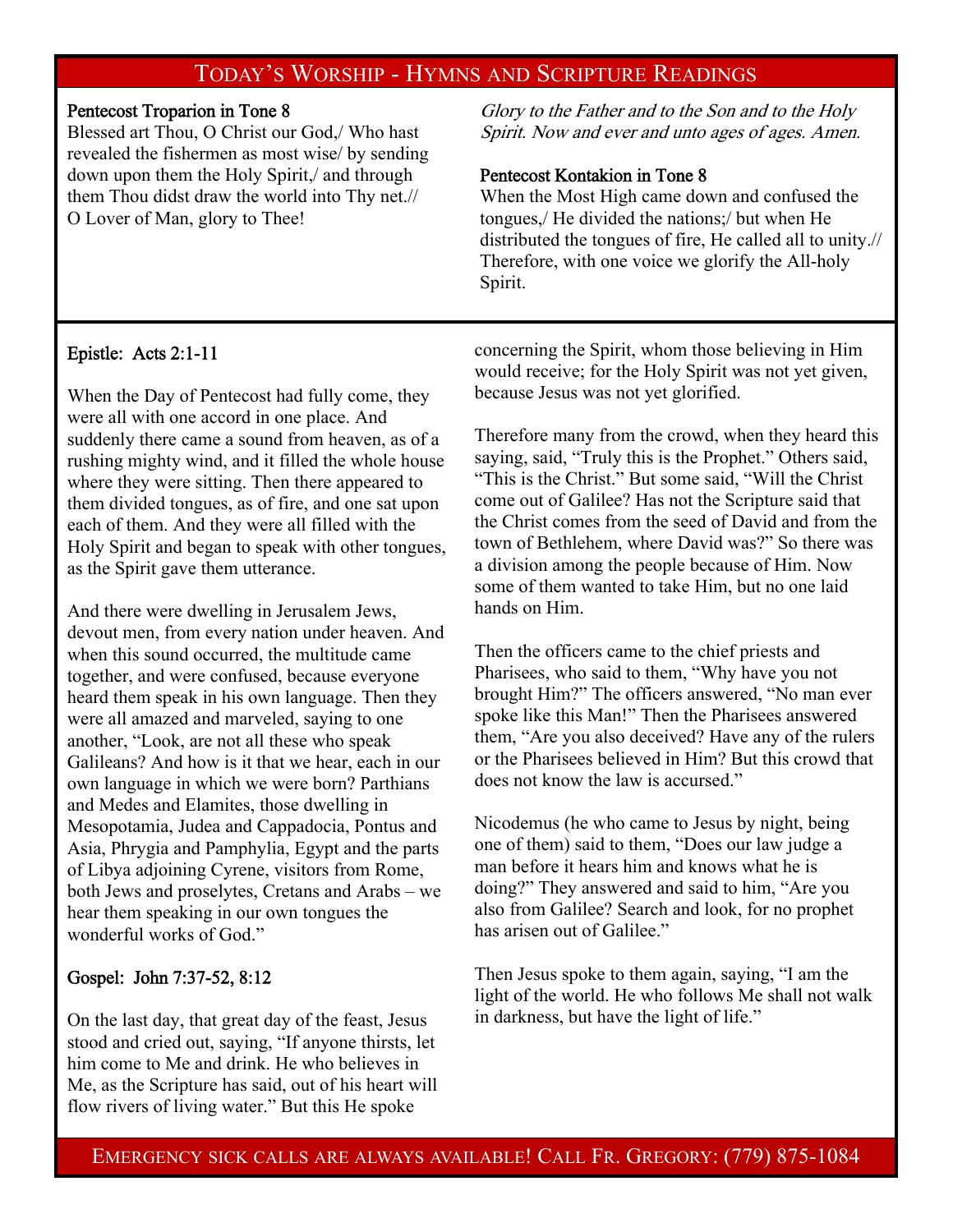## Today's Worship - Hymns and Scripture Readings

**Pentecost Troparion in Tone 8**

Blessed art Thou, O Christ our God,/ Who hast revealed the fishermen as most wise/ by sending down upon them the Holy Spirit,/ and through them Thou didst draw the world into Thy net.// O Lover of Man, glory to Thee!

*Glory to the Father and to the Son and to the Holy Spirit. Now and ever and unto ages of ages. Amen.*

**Pentecost Kontakion in Tone 8**

When the Most High came down and confused the tongues,/ He divided the nations;/ but when He distributed the tongues of fire, He called all to unity.// Therefore, with one voice we glorify the All-holy Spirit.

**Epistle: Acts 2:1-11**

When the Day of Pentecost had fully come, they were all with one accord in one place. And suddenly there came a sound from heaven, as of a rushing mighty wind, and it filled the whole house where they were sitting. Then there appeared to them divided tongues, as of fire, and one sat upon each of them. And they were all filled with the Holy Spirit and began to speak with other tongues, as the Spirit gave them utterance.

And there were dwelling in Jerusalem Jews, devout men, from every nation under heaven. And when this sound occurred, the multitude came together, and were confused, because everyone heard them speak in his own language. Then they were all amazed and marveled, saying to one another, "Look, are not all these who speak Galileans? And how is it that we hear, each in our own language in which we were born? Parthians and Medes and Elamites, those dwelling in Mesopotamia, Judea and Cappadocia, Pontus and Asia, Phrygia and Pamphylia, Egypt and the parts of Libya adjoining Cyrene, visitors from Rome, both Jews and proselytes, Cretans and Arabs – we hear them speaking in our own tongues the wonderful works of God."

**Gospel: John 7:37-52, 8:12**

On the last day, that great day of the feast, Jesus stood and cried out, saying, "If anyone thirsts, let him come to Me and drink. He who believes in Me, as the Scripture has said, out of his heart will flow rivers of living water." But this He spoke concerning the Spirit, whom those believing in Him would receive; for the Holy Spirit was not yet given, because Jesus was not yet glorified.

Therefore many from the crowd, when they heard this saying, said, "Truly this is the Prophet." Others said, "This is the Christ." But some said, "Will the Christ come out of Galilee? Has not the Scripture said that the Christ comes from the seed of David and from the town of Bethlehem, where David was?" So there was a division among the people because of Him. Now some of them wanted to take Him, but no one laid hands on Him.

Then the officers came to the chief priests and Pharisees, who said to them, "Why have you not brought Him?" The officers answered, "No man ever spoke like this Man!" Then the Pharisees answered them, "Are you also deceived? Have any of the rulers or the Pharisees believed in Him? But this crowd that does not know the law is accursed."

Nicodemus (he who came to Jesus by night, being one of them) said to them, "Does our law judge a man before it hears him and knows what he is doing?" They answered and said to him, "Are you also from Galilee? Search and look, for no prophet has arisen out of Galilee."

Then Jesus spoke to them again, saying, "I am the light of the world. He who follows Me shall not walk in darkness, but have the light of life."

Emergency sick calls are always available! Call Fr. Gregory: (779) 875-1084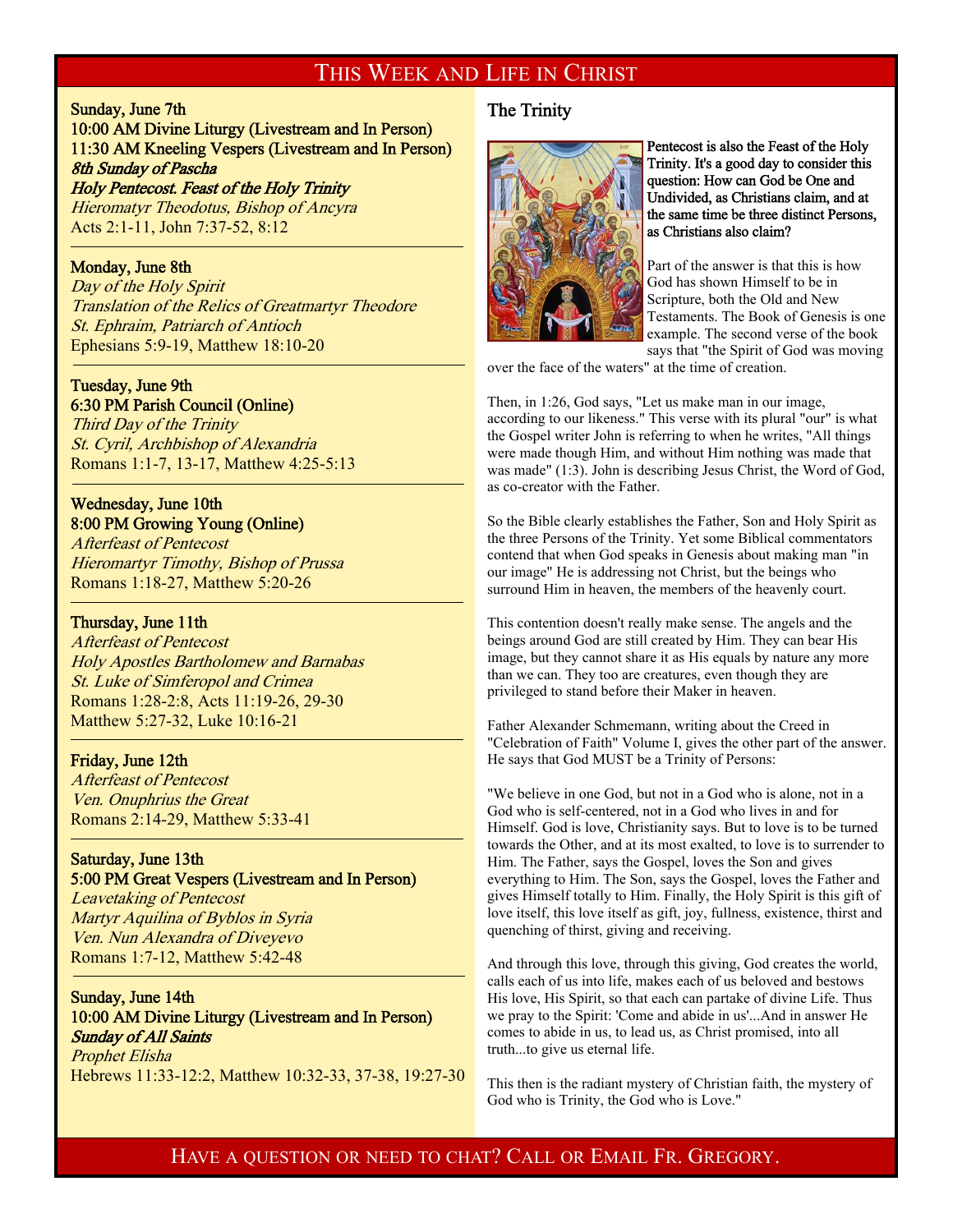# This Week and Life in Christ

**Sunday, June 7th**
**10:00 AM Divine Liturgy (Livestream and In Person)**
**11:30 AM Kneeling Vespers (Livestream and In Person)**
***8th Sunday of Pascha***
***Holy Pentecost. Feast of the Holy Trinity***
*Hieromatyr Theodotus, Bishop of Ancyra*
Acts 2:1-11, John 7:37-52, 8:12

---

**Monday, June 8th**
*Day of the Holy Spirit*
*Translation of the Relics of Greatmartyr Theodore*
*St. Ephraim, Patriarch of Antioch*
Ephesians 5:9-19, Matthew 18:10-20

---

**Tuesday, June 9th**
**6:30 PM Parish Council (Online)**
*Third Day of the Trinity*
*St. Cyril, Archbishop of Alexandria*
Romans 1:1-7, 13-17, Matthew 4:25-5:13

---

**Wednesday, June 10th**
**8:00 PM Growing Young (Online)**
*Afterfeast of Pentecost*
*Hieromartyr Timothy, Bishop of Prussa*
Romans 1:18-27, Matthew 5:20-26

---

**Thursday, June 11th**
*Afterfeast of Pentecost*
*Holy Apostles Bartholomew and Barnabas*
*St. Luke of Simferopol and Crimea*
Romans 1:28-2:8, Acts 11:19-26, 29-30
Matthew 5:27-32, Luke 10:16-21

---

**Friday, June 12th**
*Afterfeast of Pentecost*
*Ven. Onuphrius the Great*
Romans 2:14-29, Matthew 5:33-41

---

**Saturday, June 13th**
**5:00 PM Great Vespers (Livestream and In Person)**
*Leavetaking of Pentecost*
*Martyr Aquilina of Byblos in Syria*
*Ven. Nun Alexandra of Diveyevo*
Romans 1:7-12, Matthew 5:42-48

---

**Sunday, June 14th**
**10:00 AM Divine Liturgy (Livestream and In Person)**
***Sunday of All Saints***
*Prophet Elisha*
Hebrews 11:33-12:2, Matthew 10:32-33, 37-38, 19:27-30

## The Trinity

**Pentecost is also the Feast of the Holy Trinity. It's a good day to consider this question: How can God be One and Undivided, as Christians claim, and at the same time be three distinct Persons, as Christians also claim?**

Part of the answer is that this is how God has shown Himself to be in Scripture, both the Old and New Testaments. The Book of Genesis is one example. The second verse of the book says that "the Spirit of God was moving over the face of the waters" at the time of creation.

Then, in 1:26, God says, "Let us make man in our image, according to our likeness." This verse with its plural "our" is what the Gospel writer John is referring to when he writes, "All things were made though Him, and without Him nothing was made that was made" (1:3). John is describing Jesus Christ, the Word of God, as co-creator with the Father.

So the Bible clearly establishes the Father, Son and Holy Spirit as the three Persons of the Trinity. Yet some Biblical commentators contend that when God speaks in Genesis about making man "in our image" He is addressing not Christ, but the beings who surround Him in heaven, the members of the heavenly court.

This contention doesn't really make sense. The angels and the beings around God are still created by Him. They can bear His image, but they cannot share it as His equals by nature any more than we can. They too are creatures, even though they are privileged to stand before their Maker in heaven.

Father Alexander Schmemann, writing about the Creed in "Celebration of Faith" Volume I, gives the other part of the answer. He says that God MUST be a Trinity of Persons:

"We believe in one God, but not in a God who is alone, not in a God who is self-centered, not in a God who lives in and for Himself. God is love, Christianity says. But to love is to be turned towards the Other, and at its most exalted, to love is to surrender to Him. The Father, says the Gospel, loves the Son and gives everything to Him. The Son, says the Gospel, loves the Father and gives Himself totally to Him. Finally, the Holy Spirit is this gift of love itself, this love itself as gift, joy, fullness, existence, thirst and quenching of thirst, giving and receiving.

And through this love, through this giving, God creates the world, calls each of us into life, makes each of us beloved and bestows His love, His Spirit, so that each can partake of divine Life. Thus we pray to the Spirit: 'Come and abide in us'...And in answer He comes to abide in us, to lead us, as Christ promised, into all truth...to give us eternal life.

This then is the radiant mystery of Christian faith, the mystery of God who is Trinity, the God who is Love."

Have a question or need to chat? Call or Email Fr. Gregory.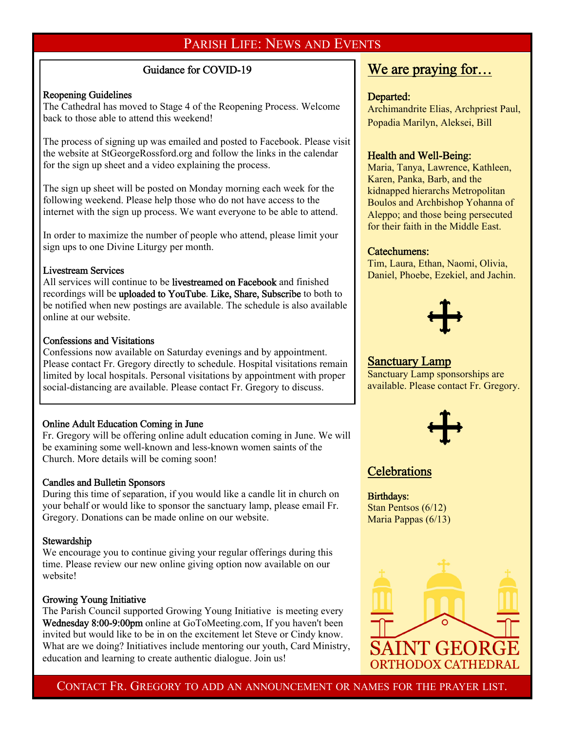# Parish Life: News and Events

## Guidance for COVID-19

**Reopening Guidelines**

The Cathedral has moved to Stage 4 of the Reopening Process. Welcome back to those able to attend this weekend!

The process of signing up was emailed and posted to Facebook. Please visit the website at StGeorgeRossford.org and follow the links in the calendar for the sign up sheet and a video explaining the process.

The sign up sheet will be posted on Monday morning each week for the following weekend. Please help those who do not have access to the internet with the sign up process. We want everyone to be able to attend.

In order to maximize the number of people who attend, please limit your sign ups to one Divine Liturgy per month.

**Livestream Services**

All services will continue to be livestreamed on Facebook and finished recordings will be uploaded to YouTube. Like, Share, Subscribe to both to be notified when new postings are available. The schedule is also available online at our website.

**Confessions and Visitations**

Confessions now available on Saturday evenings and by appointment. Please contact Fr. Gregory directly to schedule. Hospital visitations remain limited by local hospitals. Personal visitations by appointment with proper social-distancing are available. Please contact Fr. Gregory to discuss.

**Online Adult Education Coming in June**

Fr. Gregory will be offering online adult education coming in June. We will be examining some well-known and less-known women saints of the Church. More details will be coming soon!

**Candles and Bulletin Sponsors**

During this time of separation, if you would like a candle lit in church on your behalf or would like to sponsor the sanctuary lamp, please email Fr. Gregory. Donations can be made online on our website.

**Stewardship**

We encourage you to continue giving your regular offerings during this time. Please review our new online giving option now available on our website!

**Growing Young Initiative**

The Parish Council supported Growing Young Initiative is meeting every Wednesday 8:00-9:00pm online at GoToMeeting.com, If you haven't been invited but would like to be in on the excitement let Steve or Cindy know. What are we doing? Initiatives include mentoring our youth, Card Ministry, education and learning to create authentic dialogue. Join us!

## We are praying for…

**Departed:**
Archimandrite Elias, Archpriest Paul, Popadia Marilyn, Aleksei, Bill

**Health and Well-Being:**
Maria, Tanya, Lawrence, Kathleen, Karen, Panka, Barb, and the kidnapped hierarchs Metropolitan Boulos and Archbishop Yohanna of Aleppo; and those being persecuted for their faith in the Middle East.

**Catechumens:**
Tim, Laura, Ethan, Naomi, Olivia, Daniel, Phoebe, Ezekiel, and Jachin.

## Sanctuary Lamp

Sanctuary Lamp sponsorships are available. Please contact Fr. Gregory.

## Celebrations

**Birthdays:**
Stan Pentsos (6/12)
Maria Pappas (6/13)

SAINT GEORGE
ORTHODOX CATHEDRAL

Contact Fr. Gregory to add an announcement or names for the prayer list.